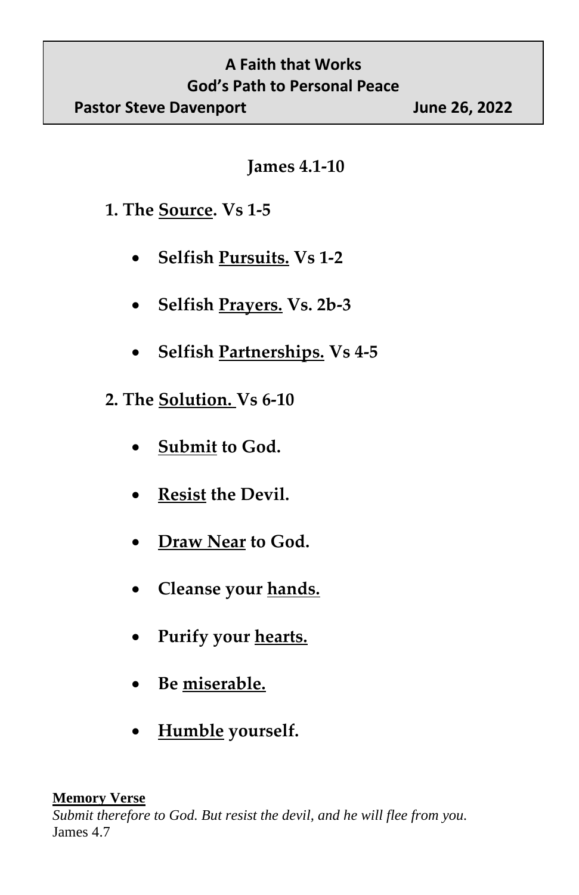**A Faith that Works**
**God's Path to Personal Peace**
**Pastor Steve Davenport June 26, 2022**

## James 4.1-10

1. **The Source. Vs 1-5**
   - **Selfish Pursuits. Vs 1-2**
   - **Selfish Prayers. Vs. 2b-3**
   - **Selfish Partnerships. Vs 4-5**
2. **The Solution. Vs 6-10**
   - **Submit to God.**
   - **Resist the Devil.**
   - **Draw Near to God.**
   - **Cleanse your hands.**
   - **Purify your hearts.**
   - **Be miserable.**
   - **Humble yourself.**

**Memory Verse**
*Submit therefore to God. But resist the devil, and he will flee from you.*
James 4.7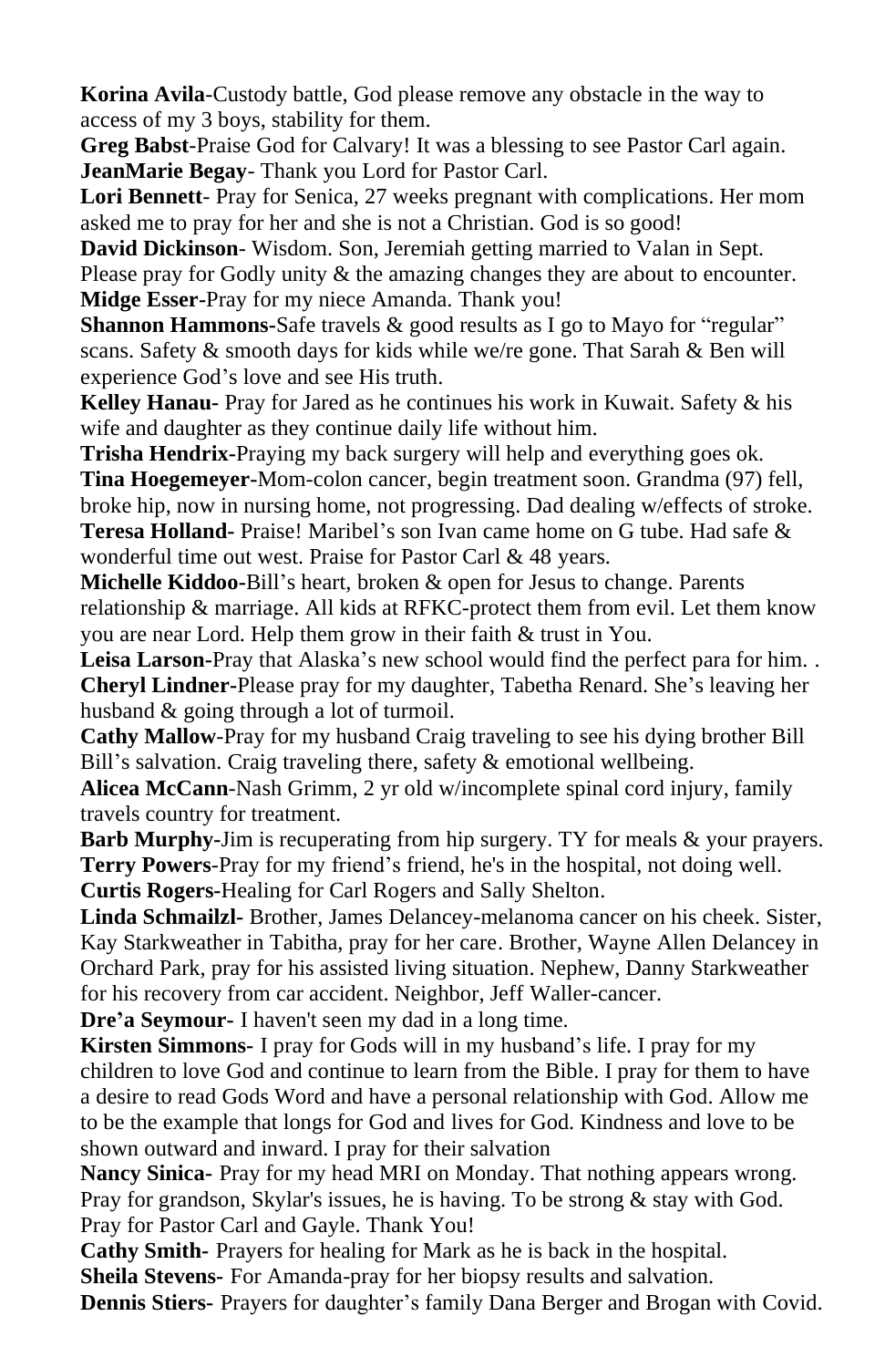**Korina Avila**-Custody battle, God please remove any obstacle in the way to access of my 3 boys, stability for them.

**Greg Babst**-Praise God for Calvary! It was a blessing to see Pastor Carl again.

**JeanMarie Begay**- Thank you Lord for Pastor Carl.

**Lori Bennett**- Pray for Senica, 27 weeks pregnant with complications. Her mom asked me to pray for her and she is not a Christian. God is so good!

**David Dickinson**- Wisdom. Son, Jeremiah getting married to Valan in Sept. Please pray for Godly unity & the amazing changes they are about to encounter.

**Midge Esser**-Pray for my niece Amanda. Thank you!

**Shannon Hammons**-Safe travels & good results as I go to Mayo for "regular" scans. Safety & smooth days for kids while we/re gone. That Sarah & Ben will experience God's love and see His truth.

**Kelley Hanau**- Pray for Jared as he continues his work in Kuwait. Safety & his wife and daughter as they continue daily life without him.

**Trisha Hendrix**-Praying my back surgery will help and everything goes ok.

**Tina Hoegemeyer**-Mom-colon cancer, begin treatment soon. Grandma (97) fell, broke hip, now in nursing home, not progressing. Dad dealing w/effects of stroke.

**Teresa Holland**- Praise! Maribel's son Ivan came home on G tube. Had safe & wonderful time out west. Praise for Pastor Carl & 48 years.

**Michelle Kiddoo**-Bill's heart, broken & open for Jesus to change. Parents relationship & marriage. All kids at RFKC-protect them from evil. Let them know you are near Lord. Help them grow in their faith & trust in You.

**Leisa Larson**-Pray that Alaska's new school would find the perfect para for him. .

**Cheryl Lindner**-Please pray for my daughter, Tabetha Renard. She's leaving her husband & going through a lot of turmoil.

**Cathy Mallow**-Pray for my husband Craig traveling to see his dying brother Bill Bill's salvation. Craig traveling there, safety & emotional wellbeing.

**Alicea McCann**-Nash Grimm, 2 yr old w/incomplete spinal cord injury, family travels country for treatment.

**Barb Murphy**-Jim is recuperating from hip surgery. TY for meals & your prayers.

**Terry Powers**-Pray for my friend's friend, he's in the hospital, not doing well.

**Curtis Rogers**-Healing for Carl Rogers and Sally Shelton.

**Linda Schmailzl**- Brother, James Delancey-melanoma cancer on his cheek. Sister, Kay Starkweather in Tabitha, pray for her care. Brother, Wayne Allen Delancey in Orchard Park, pray for his assisted living situation. Nephew, Danny Starkweather for his recovery from car accident. Neighbor, Jeff Waller-cancer.

**Dre'a Seymour**- I haven't seen my dad in a long time.

**Kirsten Simmons**- I pray for Gods will in my husband's life. I pray for my children to love God and continue to learn from the Bible. I pray for them to have a desire to read Gods Word and have a personal relationship with God. Allow me to be the example that longs for God and lives for God. Kindness and love to be shown outward and inward. I pray for their salvation

**Nancy Sinica**- Pray for my head MRI on Monday. That nothing appears wrong. Pray for grandson, Skylar's issues, he is having. To be strong & stay with God. Pray for Pastor Carl and Gayle. Thank You!

**Cathy Smith**- Prayers for healing for Mark as he is back in the hospital.

**Sheila Stevens**- For Amanda-pray for her biopsy results and salvation.

**Dennis Stiers**- Prayers for daughter's family Dana Berger and Brogan with Covid.